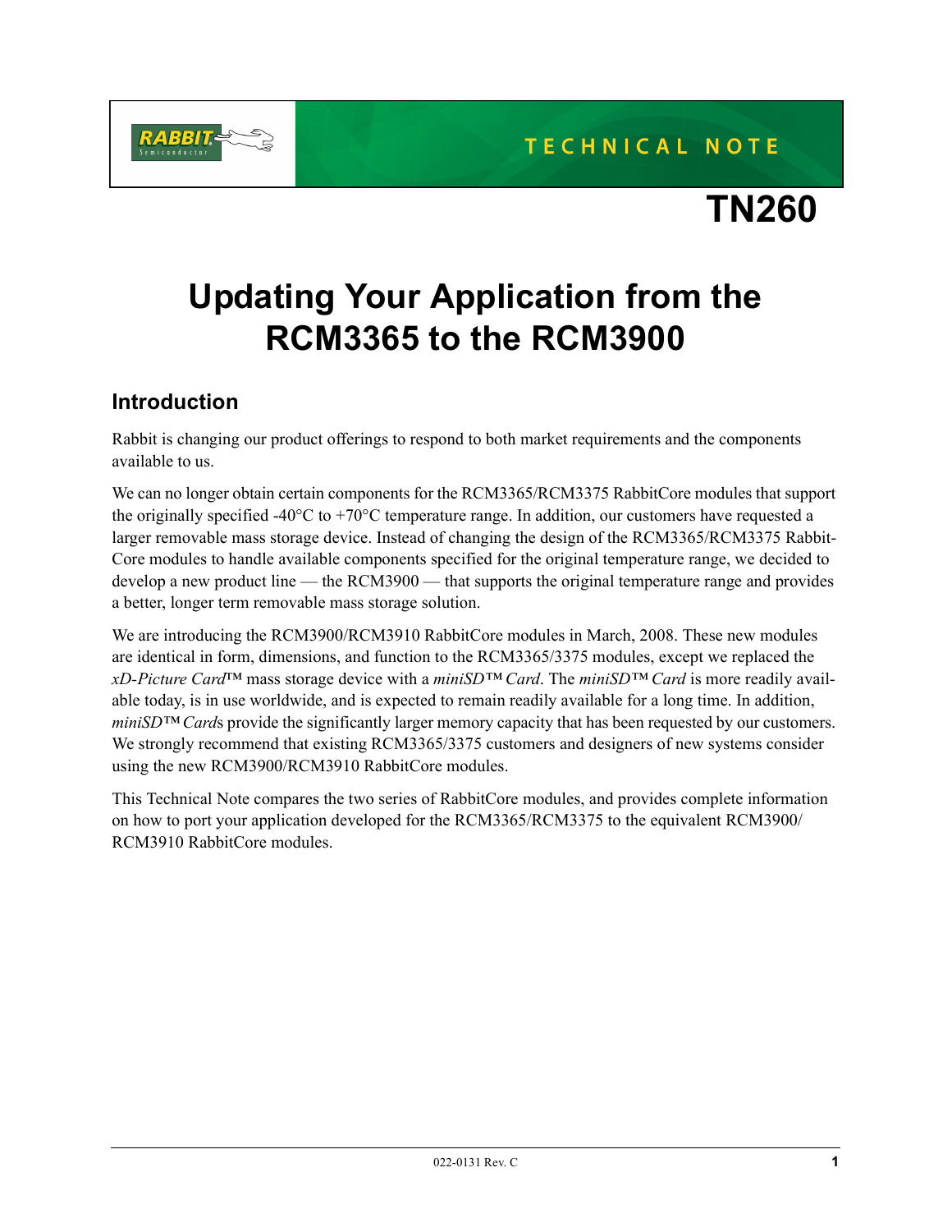TECHNICAL NOTE

# TN260

# Updating Your Application from the RCM3365 to the RCM3900

## Introduction

Rabbit is changing our product offerings to respond to both market requirements and the components available to us.

We can no longer obtain certain components for the RCM3365/RCM3375 RabbitCore modules that support the originally specified -40°C to +70°C temperature range. In addition, our customers have requested a larger removable mass storage device. Instead of changing the design of the RCM3365/RCM3375 RabbitCore modules to handle available components specified for the original temperature range, we decided to develop a new product line — the RCM3900 — that supports the original temperature range and provides a better, longer term removable mass storage solution.

We are introducing the RCM3900/RCM3910 RabbitCore modules in March, 2008. These new modules are identical in form, dimensions, and function to the RCM3365/3375 modules, except we replaced the *xD-Picture Card*™ mass storage device with a *miniSD™ Card*. The *miniSD™ Card* is more readily available today, is in use worldwide, and is expected to remain readily available for a long time. In addition, *miniSD™ Card*s provide the significantly larger memory capacity that has been requested by our customers. We strongly recommend that existing RCM3365/3375 customers and designers of new systems consider using the new RCM3900/RCM3910 RabbitCore modules.

This Technical Note compares the two series of RabbitCore modules, and provides complete information on how to port your application developed for the RCM3365/RCM3375 to the equivalent RCM3900/RCM3910 RabbitCore modules.

022-0131 Rev. C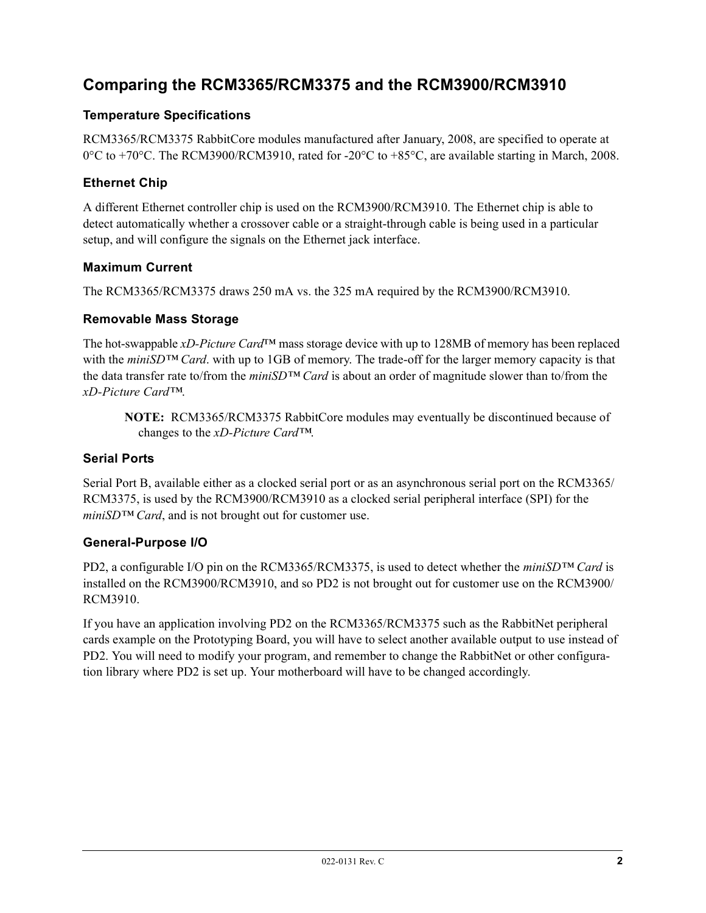## Comparing the RCM3365/RCM3375 and the RCM3900/RCM3910

### Temperature Specifications

RCM3365/RCM3375 RabbitCore modules manufactured after January, 2008, are specified to operate at 0°C to +70°C. The RCM3900/RCM3910, rated for -20°C to +85°C, are available starting in March, 2008.

### Ethernet Chip

A different Ethernet controller chip is used on the RCM3900/RCM3910. The Ethernet chip is able to detect automatically whether a crossover cable or a straight-through cable is being used in a particular setup, and will configure the signals on the Ethernet jack interface.

### Maximum Current

The RCM3365/RCM3375 draws 250 mA vs. the 325 mA required by the RCM3900/RCM3910.

### Removable Mass Storage

The hot-swappable *xD-Picture Card*™ mass storage device with up to 128MB of memory has been replaced with the *miniSD™ Card*. with up to 1GB of memory. The trade-off for the larger memory capacity is that the data transfer rate to/from the *miniSD™ Card* is about an order of magnitude slower than to/from the *xD-Picture Card™*.

> **NOTE:** RCM3365/RCM3375 RabbitCore modules may eventually be discontinued because of changes to the *xD-Picture Card™*.

### Serial Ports

Serial Port B, available either as a clocked serial port or as an asynchronous serial port on the RCM3365/RCM3375, is used by the RCM3900/RCM3910 as a clocked serial peripheral interface (SPI) for the *miniSD™ Card*, and is not brought out for customer use.

### General-Purpose I/O

PD2, a configurable I/O pin on the RCM3365/RCM3375, is used to detect whether the *miniSD™ Card* is installed on the RCM3900/RCM3910, and so PD2 is not brought out for customer use on the RCM3900/RCM3910.

If you have an application involving PD2 on the RCM3365/RCM3375 such as the RabbitNet peripheral cards example on the Prototyping Board, you will have to select another available output to use instead of PD2. You will need to modify your program, and remember to change the RabbitNet or other configuration library where PD2 is set up. Your motherboard will have to be changed accordingly.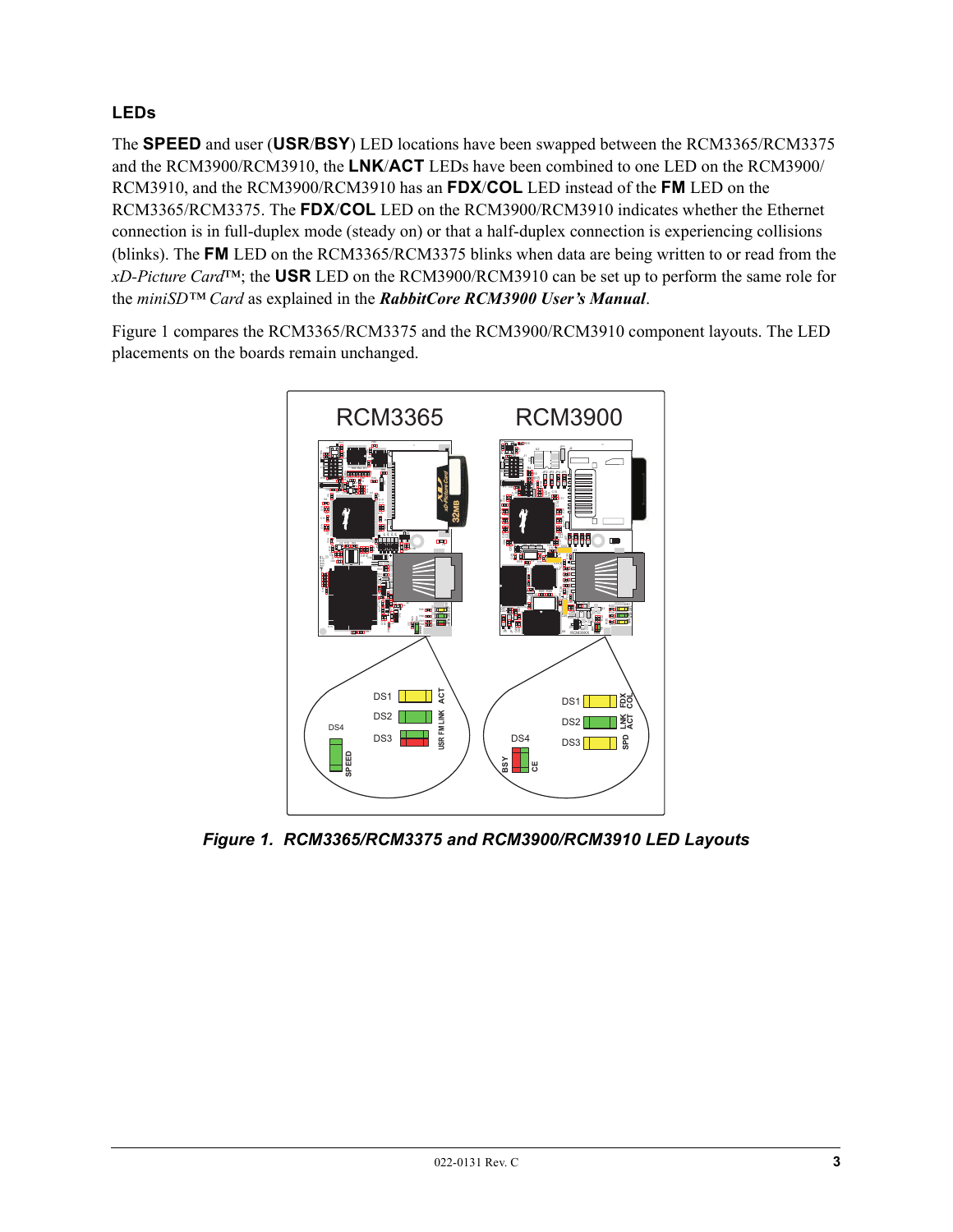### LEDs

The **SPEED** and user (**USR**/**BSY**) LED locations have been swapped between the RCM3365/RCM3375 and the RCM3900/RCM3910, the **LNK**/**ACT** LEDs have been combined to one LED on the RCM3900/RCM3910, and the RCM3900/RCM3910 has an **FDX**/**COL** LED instead of the **FM** LED on the RCM3365/RCM3375. The **FDX**/**COL** LED on the RCM3900/RCM3910 indicates whether the Ethernet connection is in full-duplex mode (steady on) or that a half-duplex connection is experiencing collisions (blinks). The **FM** LED on the RCM3365/RCM3375 blinks when data are being written to or read from the *xD-Picture Card*™; the **USR** LED on the RCM3900/RCM3910 can be set up to perform the same role for the *miniSD™ Card* as explained in the ***RabbitCore RCM3900 User's Manual***.

Figure 1 compares the RCM3365/RCM3375 and the RCM3900/RCM3910 component layouts. The LED placements on the boards remain unchanged.

RCM3365

RCM3900

DS1 ACT
DS2 LINK
DS3 USR FM
DS4 SPEED

DS1 FDX COL
DS2 LNK ACT
DS3 SPD
DS4 BSY CE

***Figure 1. RCM3365/RCM3375 and RCM3900/RCM3910 LED Layouts***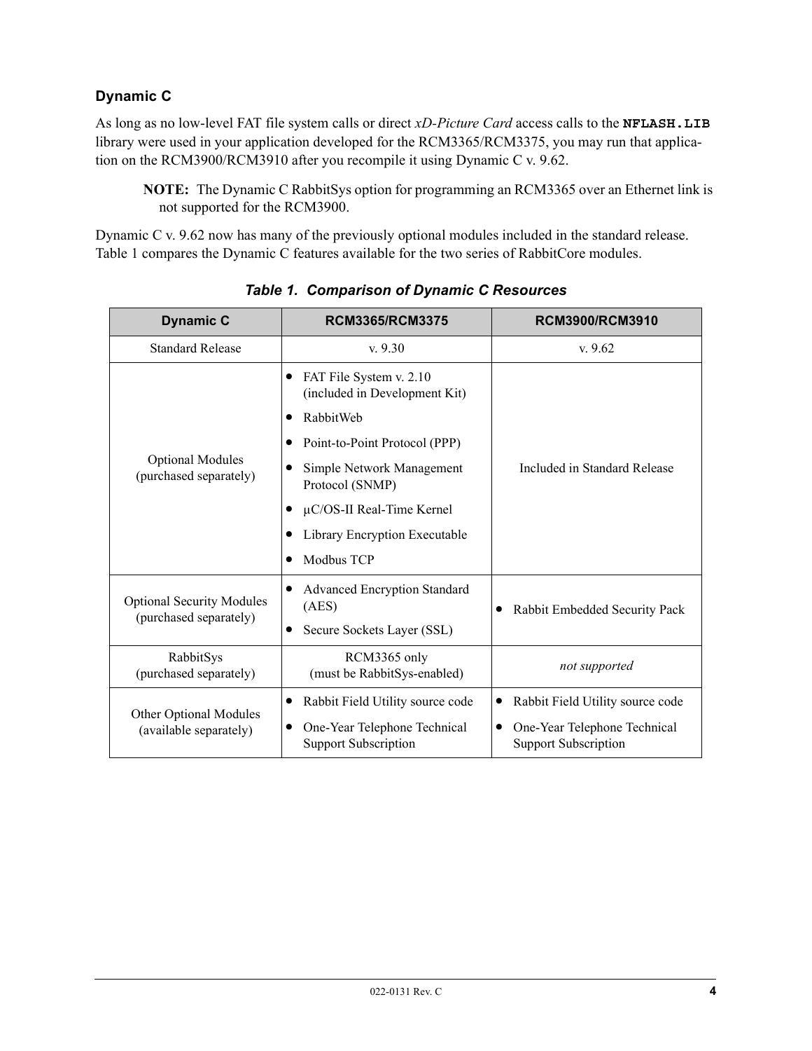### Dynamic C

As long as no low-level FAT file system calls or direct *xD-Picture Card* access calls to the **NFLASH.LIB** library were used in your application developed for the RCM3365/RCM3375, you may run that application on the RCM3900/RCM3910 after you recompile it using Dynamic C v. 9.62.

> **NOTE:** The Dynamic C RabbitSys option for programming an RCM3365 over an Ethernet link is not supported for the RCM3900.

Dynamic C v. 9.62 now has many of the previously optional modules included in the standard release. Table 1 compares the Dynamic C features available for the two series of RabbitCore modules.

***Table 1. Comparison of Dynamic C Resources***

| Dynamic C | RCM3365/RCM3375 | RCM3900/RCM3910 |
|---|---|---|
| Standard Release | v. 9.30 | v. 9.62 |
| Optional Modules (purchased separately) | • FAT File System v. 2.10 (included in Development Kit)<br>• RabbitWeb<br>• Point-to-Point Protocol (PPP)<br>• Simple Network Management Protocol (SNMP)<br>• µC/OS-II Real-Time Kernel<br>• Library Encryption Executable<br>• Modbus TCP | Included in Standard Release |
| Optional Security Modules (purchased separately) | • Advanced Encryption Standard (AES)<br>• Secure Sockets Layer (SSL) | • Rabbit Embedded Security Pack |
| RabbitSys (purchased separately) | RCM3365 only (must be RabbitSys-enabled) | *not supported* |
| Other Optional Modules (available separately) | • Rabbit Field Utility source code<br>• One-Year Telephone Technical Support Subscription | • Rabbit Field Utility source code<br>• One-Year Telephone Technical Support Subscription |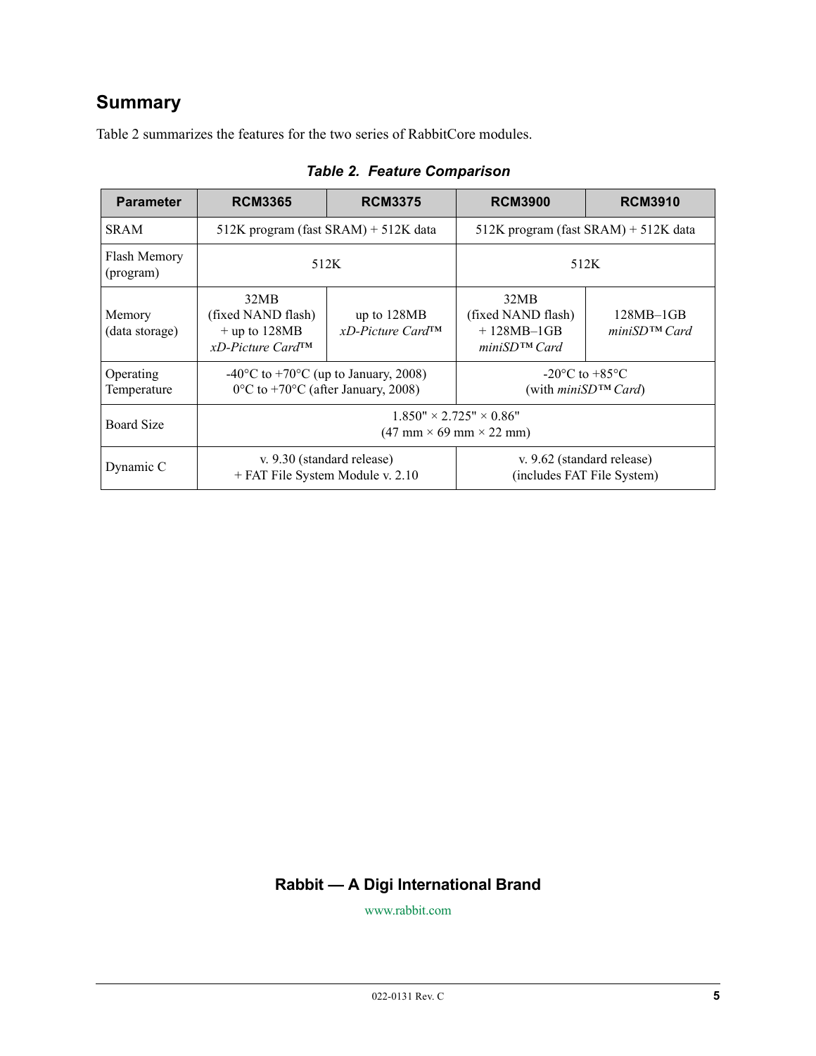## Summary

Table 2 summarizes the features for the two series of RabbitCore modules.

*Table 2. Feature Comparison*

| Parameter | RCM3365 | RCM3375 | RCM3900 | RCM3910 |
|---|---|---|---|---|
| SRAM | 512K program (fast SRAM) + 512K data | | 512K program (fast SRAM) + 512K data | |
| Flash Memory (program) | 512K | | 512K | |
| Memory (data storage) | 32MB (fixed NAND flash) + up to 128MB *xD-Picture Card™* | up to 128MB *xD-Picture Card™* | 32MB (fixed NAND flash) + 128MB–1GB *miniSD™ Card* | 128MB–1GB *miniSD™ Card* |
| Operating Temperature | -40°C to +70°C (up to January, 2008)<br>0°C to +70°C (after January, 2008) | | -20°C to +85°C (with *miniSD™ Card*) | |
| Board Size | 1.850" × 2.725" × 0.86" (47 mm × 69 mm × 22 mm) | | | |
| Dynamic C | v. 9.30 (standard release) + FAT File System Module v. 2.10 | | v. 9.62 (standard release) (includes FAT File System) | |

**Rabbit — A Digi International Brand**

www.rabbit.com

022-0131 Rev. C